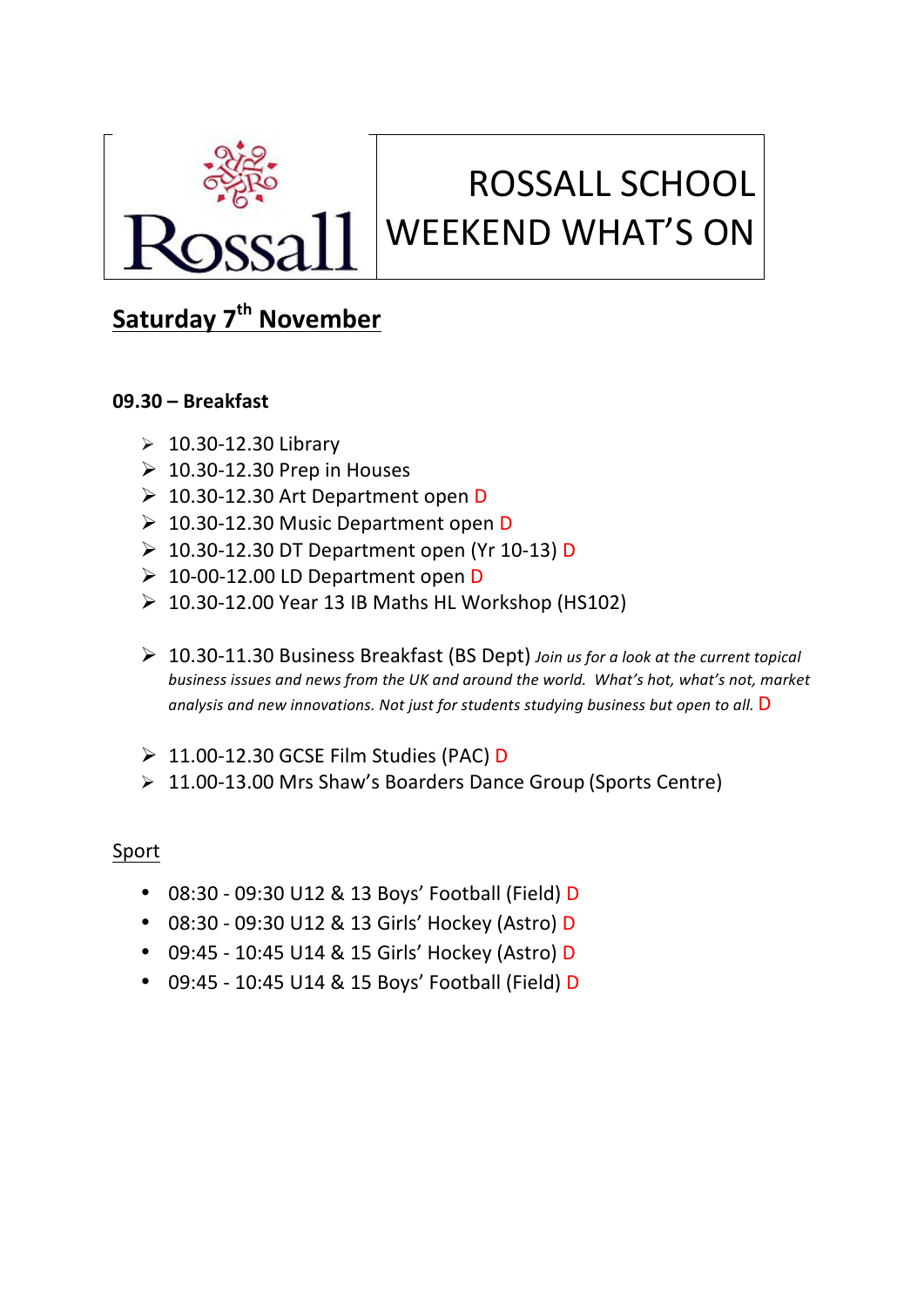Rossall

# ROSSALL SCHOOL WEEKEND WHAT'S ON

## Saturday 7th November

**09.30 – Breakfast**

- 10.30-12.30 Library
- 10.30-12.30 Prep in Houses
- 10.30-12.30 Art Department open D
- 10.30-12.30 Music Department open D
- 10.30-12.30 DT Department open (Yr 10-13) D
- 10-00-12.00 LD Department open D
- 10.30-12.00 Year 13 IB Maths HL Workshop (HS102)

- 10.30-11.30 Business Breakfast (BS Dept) *Join us for a look at the current topical business issues and news from the UK and around the world. What's hot, what's not, market analysis and new innovations. Not just for students studying business but open to all.* D

- 11.00-12.30 GCSE Film Studies (PAC) D
- 11.00-13.00 Mrs Shaw's Boarders Dance Group (Sports Centre)

Sport

- 08:30 - 09:30 U12 & 13 Boys' Football (Field) D
- 08:30 - 09:30 U12 & 13 Girls' Hockey (Astro) D
- 09:45 - 10:45 U14 & 15 Girls' Hockey (Astro) D
- 09:45 - 10:45 U14 & 15 Boys' Football (Field) D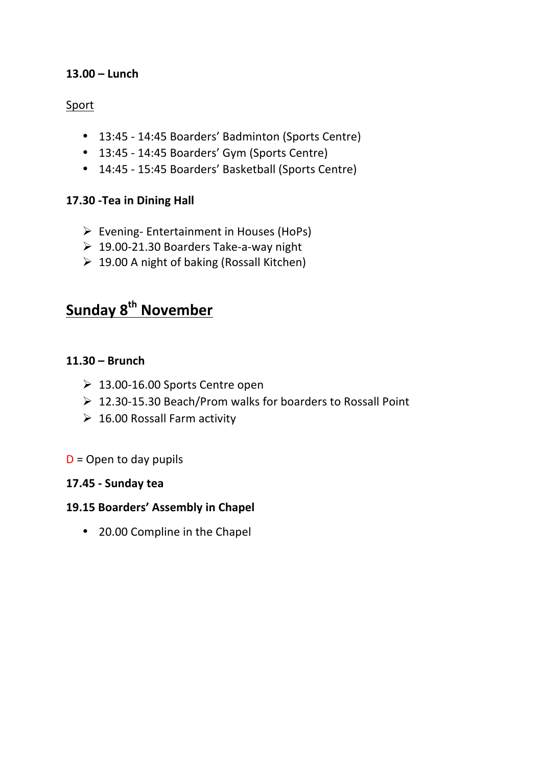**13.00 – Lunch**

Sport

- 13:45 - 14:45 Boarders' Badminton (Sports Centre)
- 13:45 - 14:45 Boarders' Gym (Sports Centre)
- 14:45 - 15:45 Boarders' Basketball (Sports Centre)

**17.30 -Tea in Dining Hall**

- Evening- Entertainment in Houses (HoPs)
- 19.00-21.30 Boarders Take-a-way night
- 19.00 A night of baking (Rossall Kitchen)

## Sunday 8th November

**11.30 – Brunch**

- 13.00-16.00 Sports Centre open
- 12.30-15.30 Beach/Prom walks for boarders to Rossall Point
- 16.00 Rossall Farm activity

D = Open to day pupils

**17.45 - Sunday tea**

**19.15 Boarders' Assembly in Chapel**

- 20.00 Compline in the Chapel